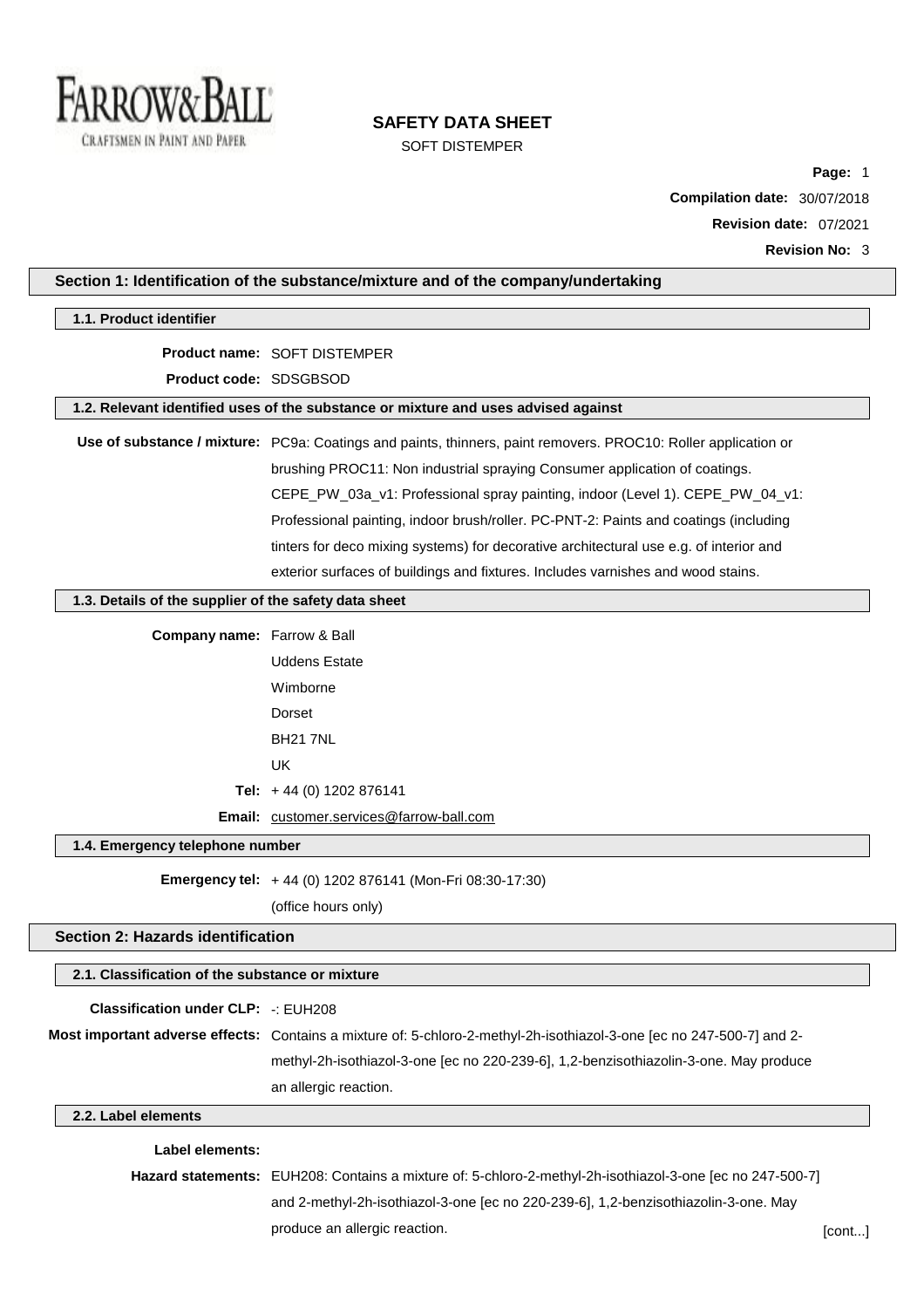# SAFETY DATA SHEET

SOFT DISTEMPER

**Page:** 1

**Compilation date:** 30/07/2018

**Revision date:** 07/2021

**Revision No:** 3

## Section 1: Identification of the substance/mixture and of the company/undertaking

### 1.1. Product identifier

**Product name:** SOFT DISTEMPER

**Product code:** SDSGBSOD

### 1.2. Relevant identified uses of the substance or mixture and uses advised against

**Use of substance / mixture:** PC9a: Coatings and paints, thinners, paint removers. PROC10: Roller application or brushing PROC11: Non industrial spraying Consumer application of coatings. CEPE_PW_03a_v1: Professional spray painting, indoor (Level 1). CEPE_PW_04_v1: Professional painting, indoor brush/roller. PC-PNT-2: Paints and coatings (including tinters for deco mixing systems) for decorative architectural use e.g. of interior and exterior surfaces of buildings and fixtures. Includes varnishes and wood stains.

### 1.3. Details of the supplier of the safety data sheet

**Company name:** Farrow & Ball

Uddens Estate

Wimborne

Dorset

BH21 7NL

UK

**Tel:** + 44 (0) 1202 876141

**Email:** customer.services@farrow-ball.com

### 1.4. Emergency telephone number

**Emergency tel:** + 44 (0) 1202 876141 (Mon-Fri 08:30-17:30)

(office hours only)

## Section 2: Hazards identification

### 2.1. Classification of the substance or mixture

**Classification under CLP:** -: EUH208

**Most important adverse effects:** Contains a mixture of: 5-chloro-2-methyl-2h-isothiazol-3-one [ec no 247-500-7] and 2-methyl-2h-isothiazol-3-one [ec no 220-239-6], 1,2-benzisothiazolin-3-one. May produce an allergic reaction.

### 2.2. Label elements

**Label elements:**

**Hazard statements:** EUH208: Contains a mixture of: 5-chloro-2-methyl-2h-isothiazol-3-one [ec no 247-500-7] and 2-methyl-2h-isothiazol-3-one [ec no 220-239-6], 1,2-benzisothiazolin-3-one. May produce an allergic reaction.

[cont...]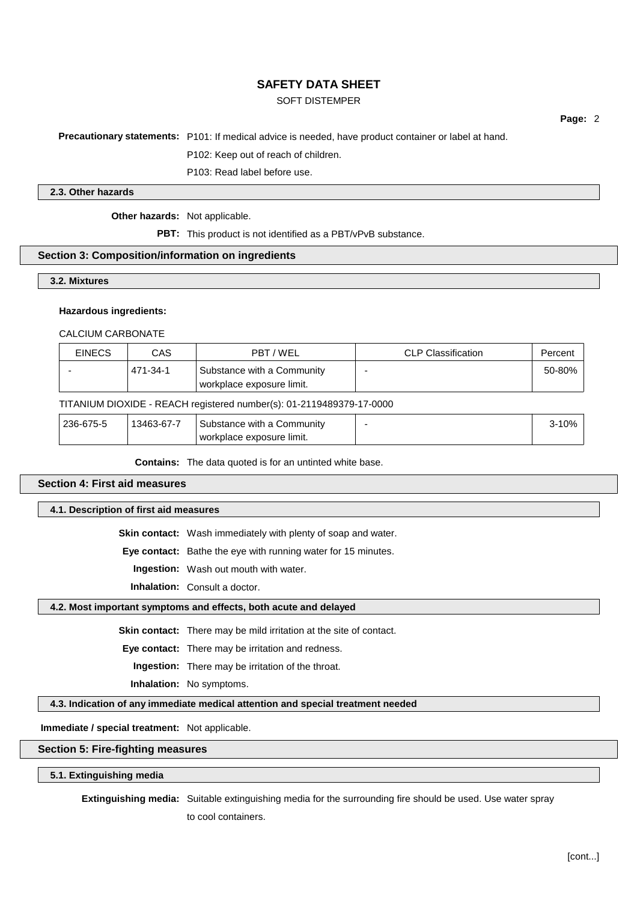**Precautionary statements:** P101: If medical advice is needed, have product container or label at hand.

P102: Keep out of reach of children.

P103: Read label before use.

### 2.3. Other hazards

**Other hazards:** Not applicable.

**PBT:** This product is not identified as a PBT/vPvB substance.

## Section 3: Composition/information on ingredients

### 3.2. Mixtures

**Hazardous ingredients:**

CALCIUM CARBONATE

| EINECS | CAS | PBT / WEL | CLP Classification | Percent |
|---|---|---|---|---|
| - | 471-34-1 | Substance with a Community workplace exposure limit. | - | 50-80% |

TITANIUM DIOXIDE - REACH registered number(s): 01-2119489379-17-0000

| EINECS | CAS | PBT / WEL | CLP Classification | Percent |
|---|---|---|---|---|
| 236-675-5 | 13463-67-7 | Substance with a Community workplace exposure limit. | - | 3-10% |

**Contains:** The data quoted is for an untinted white base.

## Section 4: First aid measures

### 4.1. Description of first aid measures

**Skin contact:** Wash immediately with plenty of soap and water.

**Eye contact:** Bathe the eye with running water for 15 minutes.

**Ingestion:** Wash out mouth with water.

**Inhalation:** Consult a doctor.

### 4.2. Most important symptoms and effects, both acute and delayed

**Skin contact:** There may be mild irritation at the site of contact.

**Eye contact:** There may be irritation and redness.

**Ingestion:** There may be irritation of the throat.

**Inhalation:** No symptoms.

### 4.3. Indication of any immediate medical attention and special treatment needed

**Immediate / special treatment:** Not applicable.

## Section 5: Fire-fighting measures

### 5.1. Extinguishing media

**Extinguishing media:** Suitable extinguishing media for the surrounding fire should be used. Use water spray to cool containers.

[cont...]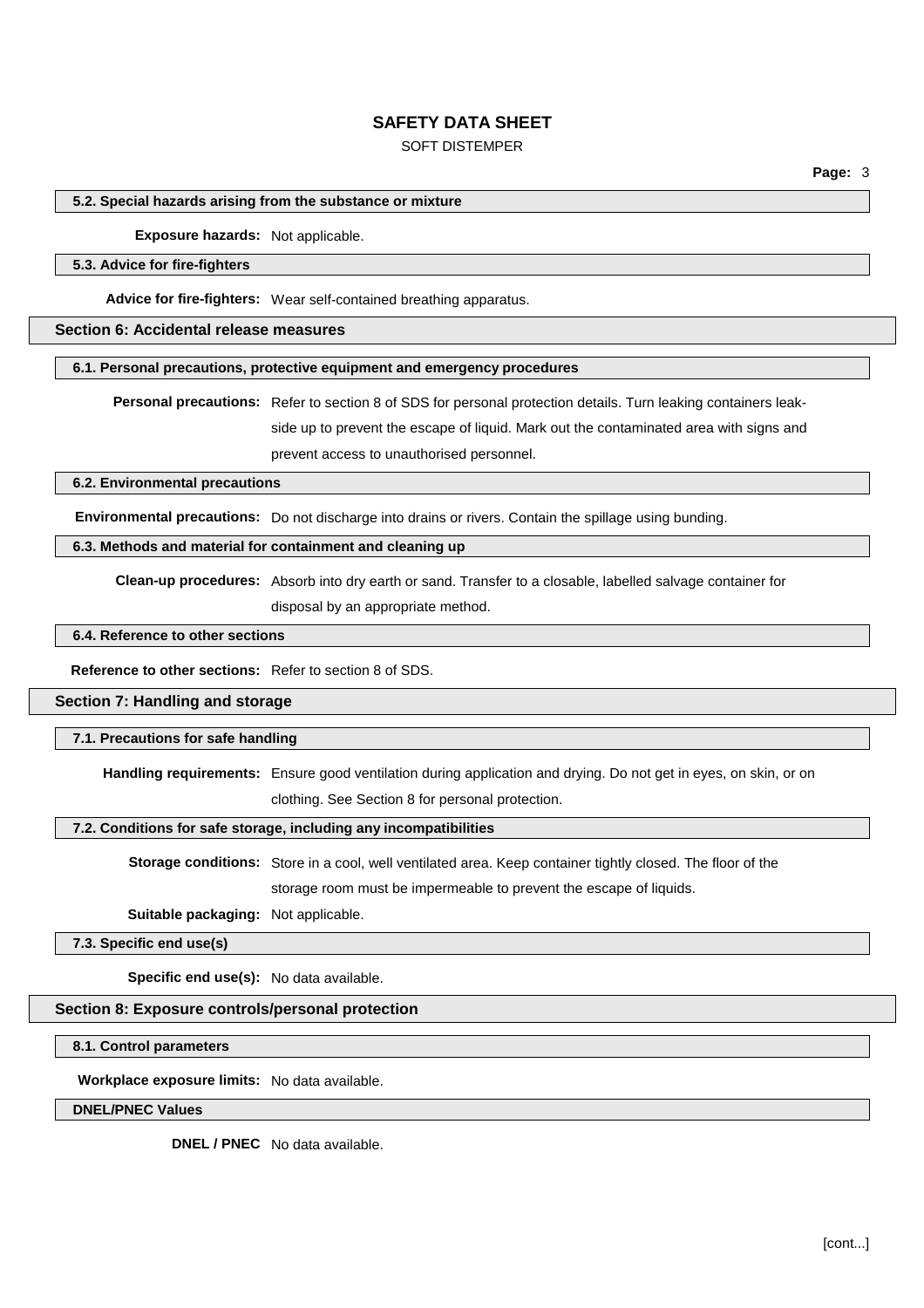#### 5.2. Special hazards arising from the substance or mixture

**Exposure hazards:** Not applicable.

#### 5.3. Advice for fire-fighters

**Advice for fire-fighters:** Wear self-contained breathing apparatus.

## Section 6: Accidental release measures

#### 6.1. Personal precautions, protective equipment and emergency procedures

**Personal precautions:** Refer to section 8 of SDS for personal protection details. Turn leaking containers leak-side up to prevent the escape of liquid. Mark out the contaminated area with signs and prevent access to unauthorised personnel.

#### 6.2. Environmental precautions

**Environmental precautions:** Do not discharge into drains or rivers. Contain the spillage using bunding.

#### 6.3. Methods and material for containment and cleaning up

**Clean-up procedures:** Absorb into dry earth or sand. Transfer to a closable, labelled salvage container for disposal by an appropriate method.

#### 6.4. Reference to other sections

**Reference to other sections:** Refer to section 8 of SDS.

## Section 7: Handling and storage

#### 7.1. Precautions for safe handling

**Handling requirements:** Ensure good ventilation during application and drying. Do not get in eyes, on skin, or on clothing. See Section 8 for personal protection.

#### 7.2. Conditions for safe storage, including any incompatibilities

**Storage conditions:** Store in a cool, well ventilated area. Keep container tightly closed. The floor of the storage room must be impermeable to prevent the escape of liquids.

**Suitable packaging:** Not applicable.

#### 7.3. Specific end use(s)

**Specific end use(s):** No data available.

## Section 8: Exposure controls/personal protection

#### 8.1. Control parameters

**Workplace exposure limits:** No data available.

#### DNEL/PNEC Values

**DNEL / PNEC** No data available.

[cont...]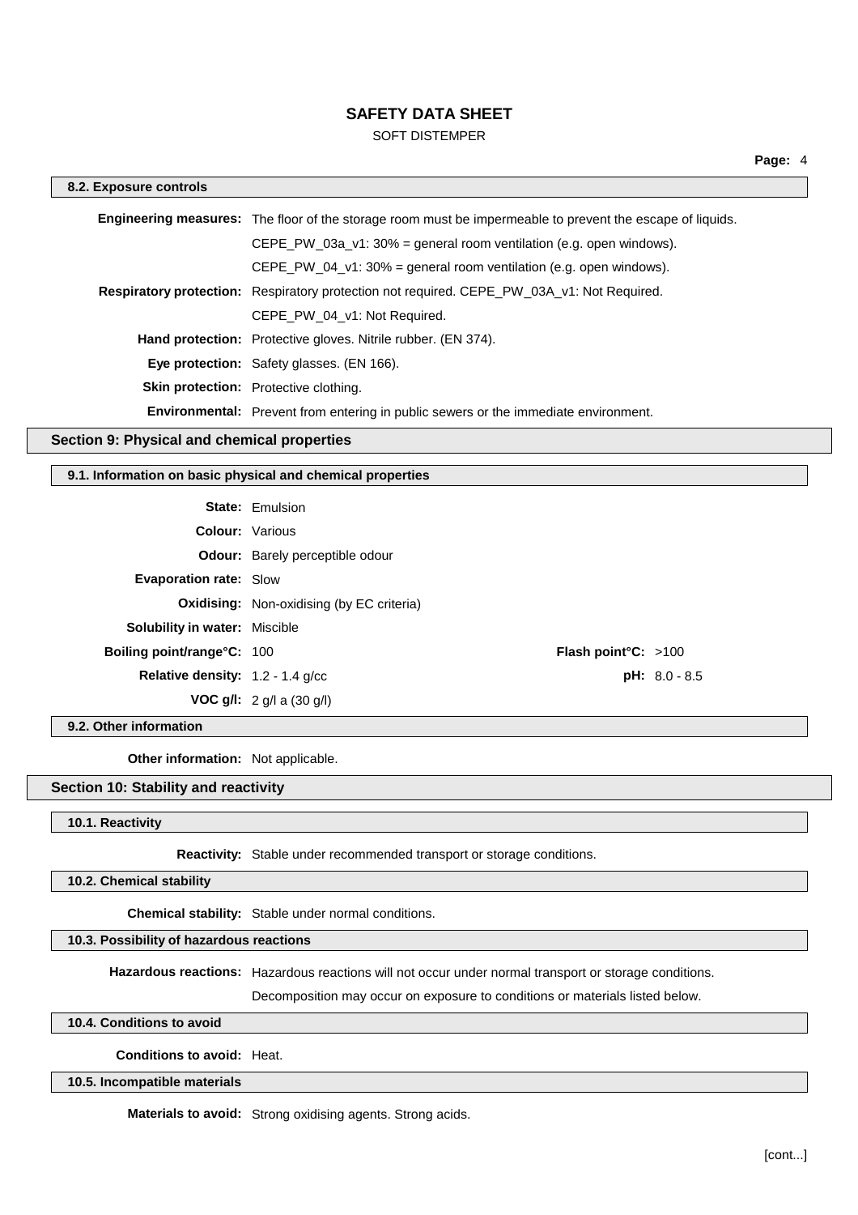#### 8.2. Exposure controls

**Engineering measures:** The floor of the storage room must be impermeable to prevent the escape of liquids.

CEPE_PW_03a_v1: 30% = general room ventilation (e.g. open windows).

CEPE_PW_04_v1: 30% = general room ventilation (e.g. open windows).

**Respiratory protection:** Respiratory protection not required. CEPE_PW_03A_v1: Not Required.

CEPE_PW_04_v1: Not Required.

**Hand protection:** Protective gloves. Nitrile rubber. (EN 374).

**Eye protection:** Safety glasses. (EN 166).

**Skin protection:** Protective clothing.

**Environmental:** Prevent from entering in public sewers or the immediate environment.

## Section 9: Physical and chemical properties

#### 9.1. Information on basic physical and chemical properties

**State:** Emulsion

**Colour:** Various

**Odour:** Barely perceptible odour

**Evaporation rate:** Slow

**Oxidising:** Non-oxidising (by EC criteria)

**Solubility in water:** Miscible

**Boiling point/range°C:** 100

**Flash point°C:** >100

**Relative density:** 1.2 - 1.4 g/cc

**pH:** 8.0 - 8.5

**VOC g/l:** 2 g/l a (30 g/l)

#### 9.2. Other information

**Other information:** Not applicable.

## Section 10: Stability and reactivity

#### 10.1. Reactivity

**Reactivity:** Stable under recommended transport or storage conditions.

#### 10.2. Chemical stability

**Chemical stability:** Stable under normal conditions.

#### 10.3. Possibility of hazardous reactions

**Hazardous reactions:** Hazardous reactions will not occur under normal transport or storage conditions.

Decomposition may occur on exposure to conditions or materials listed below.

#### 10.4. Conditions to avoid

**Conditions to avoid:** Heat.

#### 10.5. Incompatible materials

**Materials to avoid:** Strong oxidising agents. Strong acids.

[cont...]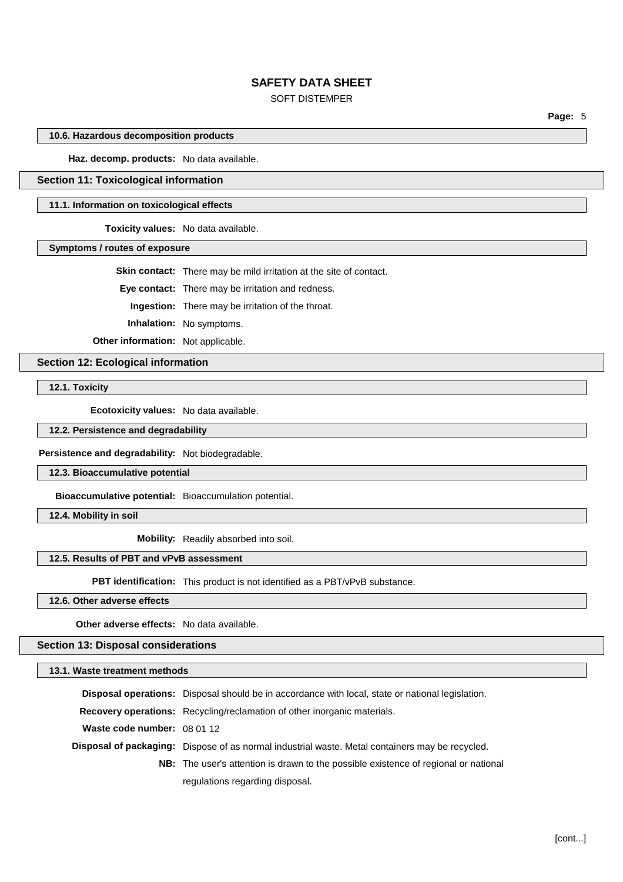### 10.6. Hazardous decomposition products

**Haz. decomp. products:** No data available.

## Section 11: Toxicological information

### 11.1. Information on toxicological effects

**Toxicity values:** No data available.

### Symptoms / routes of exposure

**Skin contact:** There may be mild irritation at the site of contact.

**Eye contact:** There may be irritation and redness.

**Ingestion:** There may be irritation of the throat.

**Inhalation:** No symptoms.

**Other information:** Not applicable.

## Section 12: Ecological information

### 12.1. Toxicity

**Ecotoxicity values:** No data available.

### 12.2. Persistence and degradability

**Persistence and degradability:** Not biodegradable.

### 12.3. Bioaccumulative potential

**Bioaccumulative potential:** Bioaccumulation potential.

### 12.4. Mobility in soil

**Mobility:** Readily absorbed into soil.

### 12.5. Results of PBT and vPvB assessment

**PBT identification:** This product is not identified as a PBT/vPvB substance.

### 12.6. Other adverse effects

**Other adverse effects:** No data available.

## Section 13: Disposal considerations

### 13.1. Waste treatment methods

**Disposal operations:** Disposal should be in accordance with local, state or national legislation.

**Recovery operations:** Recycling/reclamation of other inorganic materials.

**Waste code number:** 08 01 12

**Disposal of packaging:** Dispose of as normal industrial waste. Metal containers may be recycled.

**NB:** The user's attention is drawn to the possible existence of regional or national regulations regarding disposal.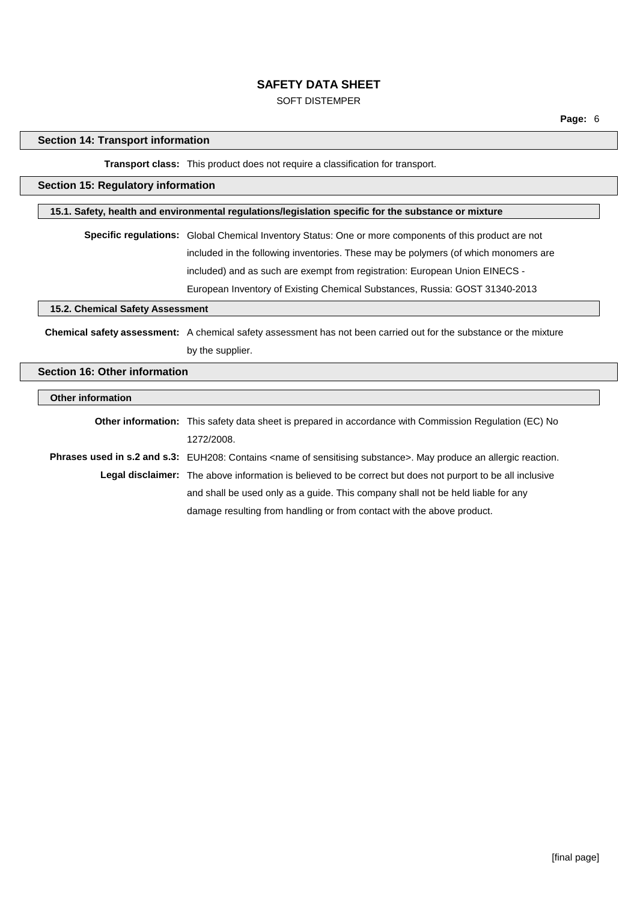## Section 14: Transport information

**Transport class:** This product does not require a classification for transport.

## Section 15: Regulatory information

### 15.1. Safety, health and environmental regulations/legislation specific for the substance or mixture

**Specific regulations:** Global Chemical Inventory Status: One or more components of this product are not included in the following inventories. These may be polymers (of which monomers are included) and as such are exempt from registration: European Union EINECS - European Inventory of Existing Chemical Substances, Russia: GOST 31340-2013

### 15.2. Chemical Safety Assessment

**Chemical safety assessment:** A chemical safety assessment has not been carried out for the substance or the mixture by the supplier.

## Section 16: Other information

### Other information

**Other information:** This safety data sheet is prepared in accordance with Commission Regulation (EC) No 1272/2008.

**Phrases used in s.2 and s.3:** EUH208: Contains <name of sensitising substance>. May produce an allergic reaction.

**Legal disclaimer:** The above information is believed to be correct but does not purport to be all inclusive and shall be used only as a guide. This company shall not be held liable for any damage resulting from handling or from contact with the above product.

[final page]